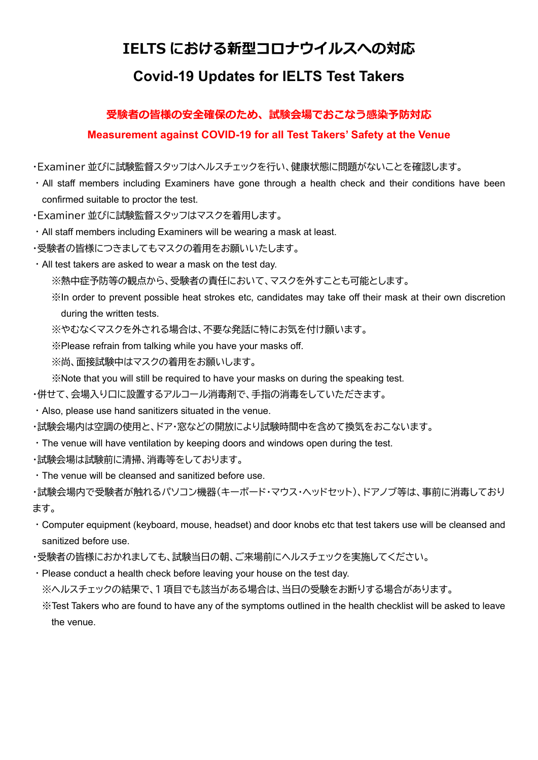# IELTS における新型コロナウイルスへの対応

# Covid-19 Updates for IELTS Test Takers

## 受験者の皆様の安全確保のため、試験会場でおこなう感染予防対応

## Measurement against COVID-19 for all Test Takers' Safety at the Venue

・Examiner 並びに試験監督スタッフはヘルスチェックを行い、健康状態に問題がないことを確認します。

・All staff members including Examiners have gone through a health check and their conditions have been confirmed suitable to proctor the test.

・Examiner 並びに試験監督スタッフはマスクを着用します。

・All staff members including Examiners will be wearing a mask at least.

・受験者の皆様につきましてもマスクの着用をお願いいたします。

・All test takers are asked to wear a mask on the test day.

※熱中症予防等の観点から、受験者の責任において、マスクを外すことも可能とします。

※In order to prevent possible heat strokes etc, candidates may take off their mask at their own discretion during the written tests.

※やむなくマスクを外される場合は、不要な発話に特にお気を付け願います。

※Please refrain from talking while you have your masks off.

※尚、面接試験中はマスクの着用をお願いします。

※Note that you will still be required to have your masks on during the speaking test.

・併せて、会場入り口に設置するアルコール消毒剤で、手指の消毒をしていただきます。

・Also, please use hand sanitizers situated in the venue.

・試験会場内は空調の使用と、ドア・窓などの開放により試験時間中を含めて換気をおこないます。

・The venue will have ventilation by keeping doors and windows open during the test.

・試験会場は試験前に清掃、消毒等をしております。

・The venue will be cleansed and sanitized before use.

・試験会場内で受験者が触れるパソコン機器(キーボード・マウス・ヘッドセット)、ドアノブ等は、事前に消毒しております。

・Computer equipment (keyboard, mouse, headset) and door knobs etc that test takers use will be cleansed and sanitized before use.

・受験者の皆様におかれましても、試験当日の朝、ご来場前にヘルスチェックを実施してください。

・Please conduct a health check before leaving your house on the test day.

※ヘルスチェックの結果で、１項目でも該当がある場合は、当日の受験をお断りする場合があります。

※Test Takers who are found to have any of the symptoms outlined in the health checklist will be asked to leave the venue.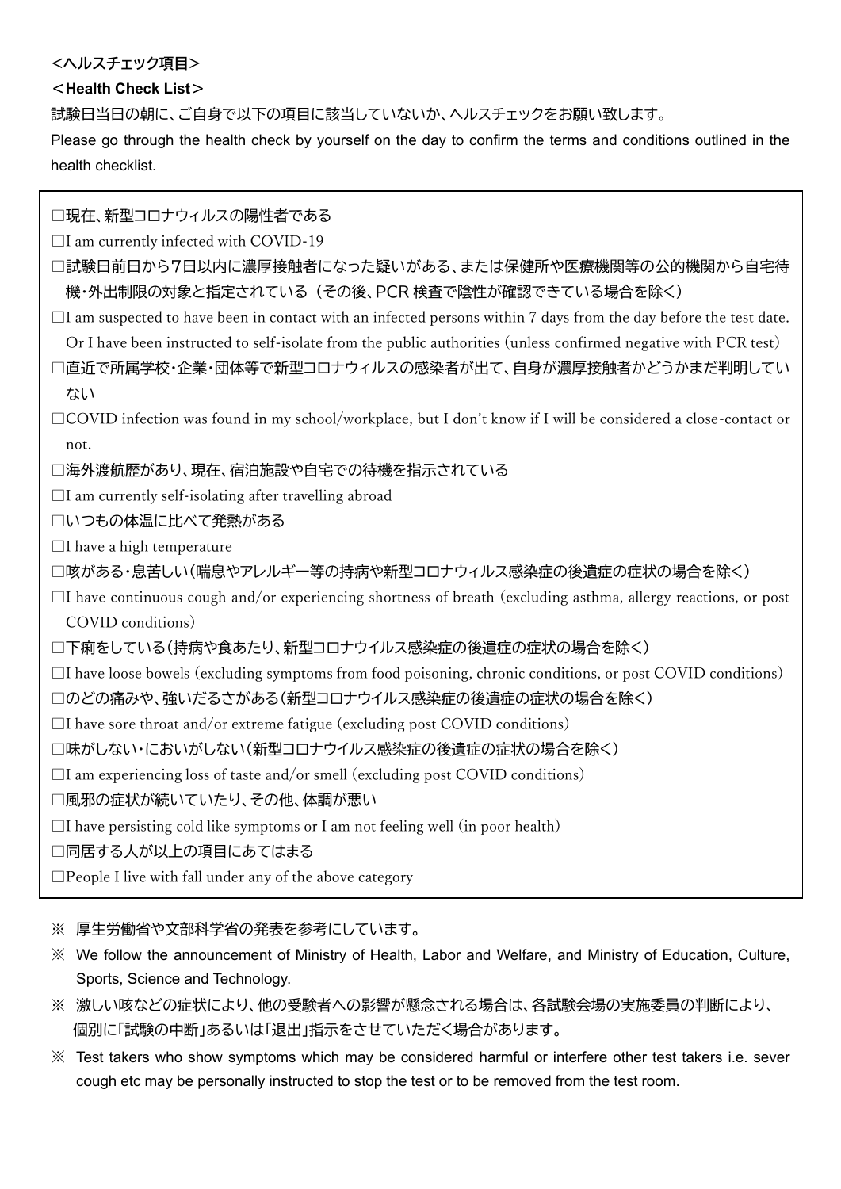**<ヘルスチェック項目>**

**<Health Check List>**

試験日当日の朝に、ご自身で以下の項目に該当していないか、ヘルスチェックをお願い致します。

Please go through the health check by yourself on the day to confirm the terms and conditions outlined in the health checklist.

- □現在、新型コロナウィルスの陽性者である
- □I am currently infected with COVID-19
- □試験日前日から7日以内に濃厚接触者になった疑いがある、または保健所や医療機関等の公的機関から自宅待機・外出制限の対象と指定されている（その後、PCR 検査で陰性が確認できている場合を除く）
- □I am suspected to have been in contact with an infected persons within 7 days from the day before the test date. Or I have been instructed to self-isolate from the public authorities (unless confirmed negative with PCR test)
- □直近で所属学校・企業・団体等で新型コロナウィルスの感染者が出て、自身が濃厚接触者かどうかまだ判明していない
- □COVID infection was found in my school/workplace, but I don't know if I will be considered a close-contact or not.
- □海外渡航歴があり、現在、宿泊施設や自宅での待機を指示されている
- □I am currently self-isolating after travelling abroad
- □いつもの体温に比べて発熱がある
- □I have a high temperature
- □咳がある・息苦しい（喘息やアレルギー等の持病や新型コロナウィルス感染症の後遺症の症状の場合を除く）
- □I have continuous cough and/or experiencing shortness of breath (excluding asthma, allergy reactions, or post COVID conditions)
- □下痢をしている（持病や食あたり、新型コロナウイルス感染症の後遺症の症状の場合を除く）
- □I have loose bowels (excluding symptoms from food poisoning, chronic conditions, or post COVID conditions)
- □のどの痛みや、強いだるさがある（新型コロナウイルス感染症の後遺症の症状の場合を除く）
- □I have sore throat and/or extreme fatigue (excluding post COVID conditions)
- □味がしない・においがしない（新型コロナウイルス感染症の後遺症の症状の場合を除く）
- □I am experiencing loss of taste and/or smell (excluding post COVID conditions)
- □風邪の症状が続いていたり、その他、体調が悪い
- □I have persisting cold like symptoms or I am not feeling well (in poor health)
- □同居する人が以上の項目にあてはまる
- □People I live with fall under any of the above category

※ 厚生労働省や文部科学省の発表を参考にしています。

※ We follow the announcement of Ministry of Health, Labor and Welfare, and Ministry of Education, Culture, Sports, Science and Technology.

※ 激しい咳などの症状により、他の受験者への影響が懸念される場合は、各試験会場の実施委員の判断により、個別に「試験の中断」あるいは「退出」指示をさせていただく場合があります。

※ Test takers who show symptoms which may be considered harmful or interfere other test takers i.e. sever cough etc may be personally instructed to stop the test or to be removed from the test room.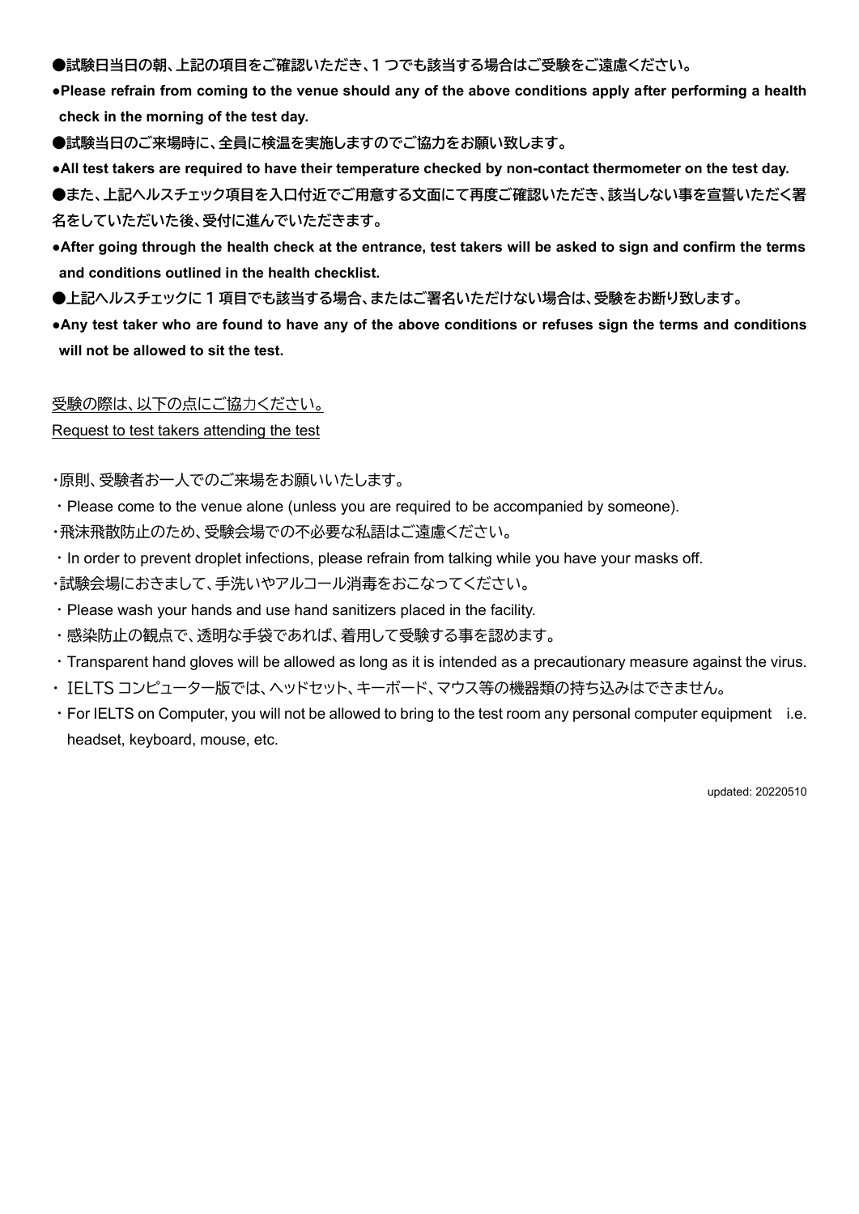●**試験日当日の朝、上記の項目をご確認いただき、１つでも該当する場合はご受験をご遠慮ください。**

●**Please refrain from coming to the venue should any of the above conditions apply after performing a health check in the morning of the test day.**

●**試験当日のご来場時に、全員に検温を実施しますのでご協力をお願い致します。**

●**All test takers are required to have their temperature checked by non-contact thermometer on the test day.**

●**また、上記ヘルスチェック項目を入口付近でご用意する文面にて再度ご確認いただき、該当しない事を宣誓いただく署名をしていただいた後、受付に進んでいただきます。**

●**After going through the health check at the entrance, test takers will be asked to sign and confirm the terms and conditions outlined in the health checklist.**

●**上記ヘルスチェックに１項目でも該当する場合、またはご署名いただけない場合は、受験をお断り致します。**

●**Any test taker who are found to have any of the above conditions or refuses sign the terms and conditions will not be allowed to sit the test.**

<u>受験の際は、以下の点にご協力ください。</u>

<u>Request to test takers attending the test</u>

・原則、受験者お一人でのご来場をお願いいたします。

・Please come to the venue alone (unless you are required to be accompanied by someone).

・飛沫飛散防止のため、受験会場での不必要な私語はご遠慮ください。

・In order to prevent droplet infections, please refrain from talking while you have your masks off.

・試験会場におきまして、手洗いやアルコール消毒をおこなってください。

・Please wash your hands and use hand sanitizers placed in the facility.

・感染防止の観点で、透明な手袋であれば、着用して受験する事を認めます。

・Transparent hand gloves will be allowed as long as it is intended as a precautionary measure against the virus.

・ IELTS コンピューター版では、ヘッドセット、キーボード、マウス等の機器類の持ち込みはできません。

・For IELTS on Computer, you will not be allowed to bring to the test room any personal computer equipment i.e. headset, keyboard, mouse, etc.

updated: 20220510